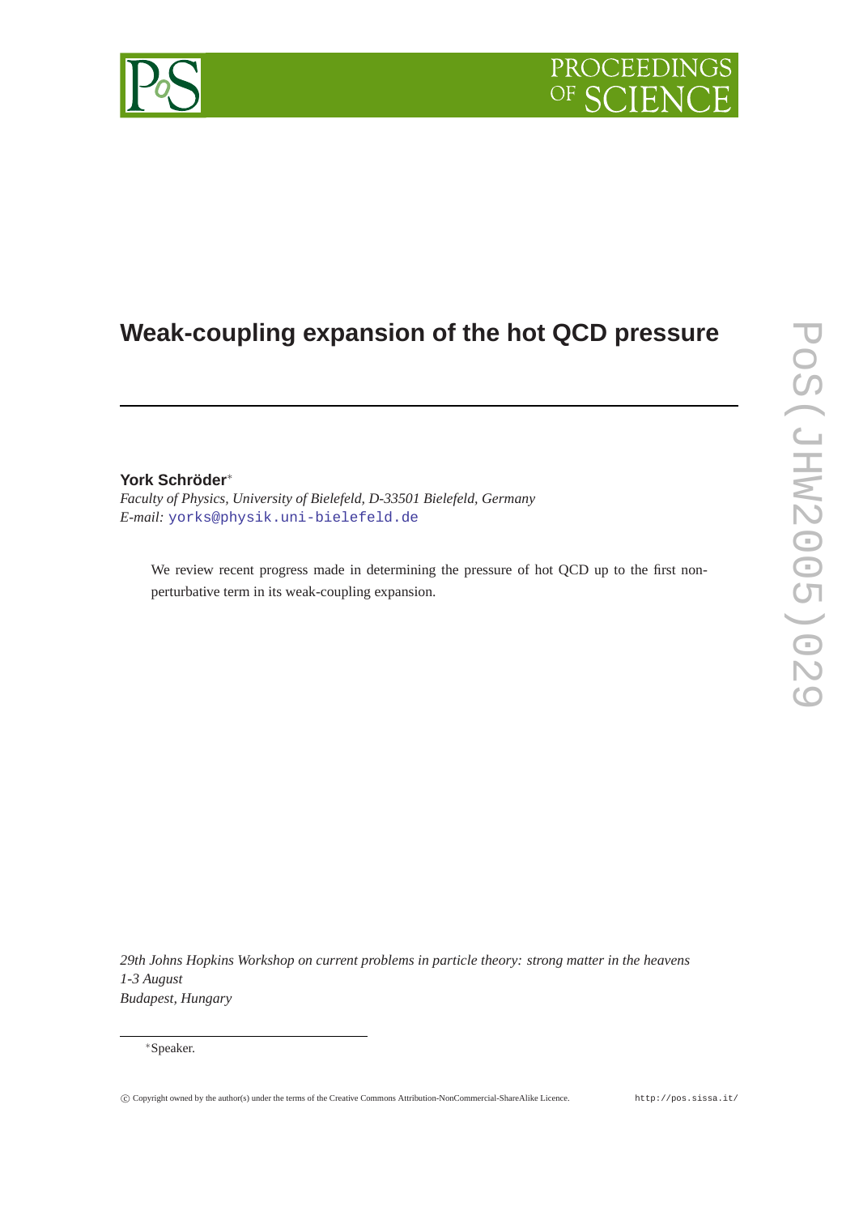# Weak-coupling expansion of the hot QCD pressure

**York Schröder**[*]

*Faculty of Physics, University of Bielefeld, D-33501 Bielefeld, Germany*

*E-mail:* yorks@physik.uni-bielefeld.de

We review recent progress made in determining the pressure of hot QCD up to the first non-perturbative term in its weak-coupling expansion.

*29th Johns Hopkins Workshop on current problems in particle theory: strong matter in the heavens*
*1-3 August*
*Budapest, Hungary*

[*]Speaker.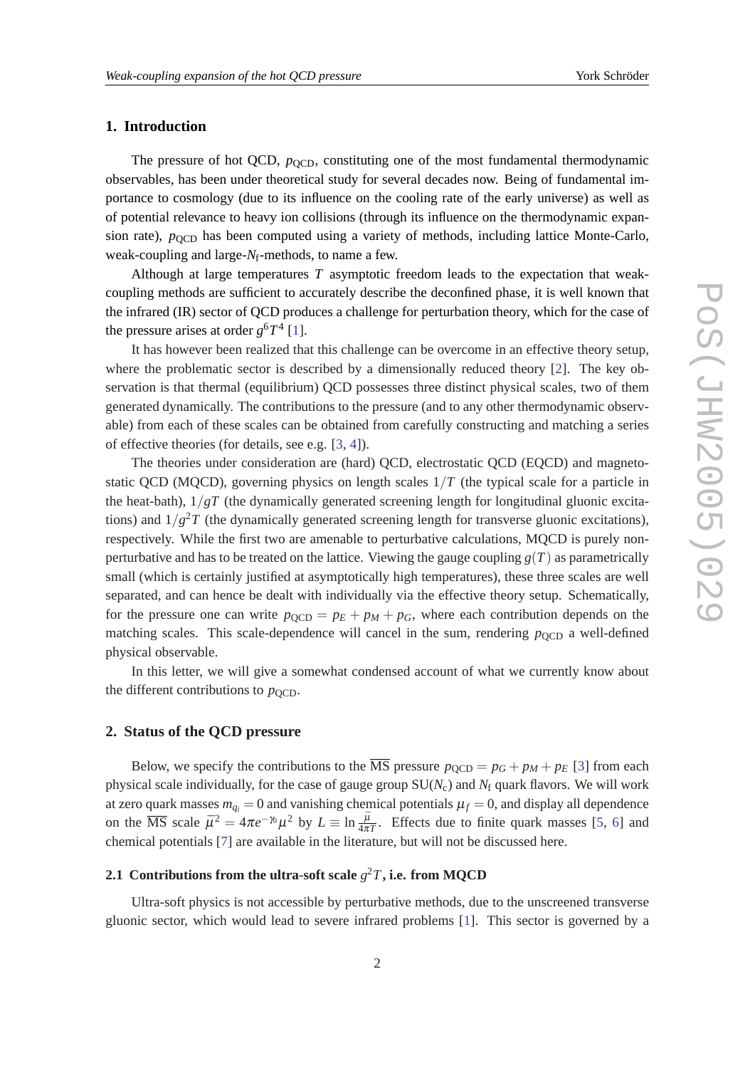## 1. Introduction

The pressure of hot QCD, $p_{\rm QCD}$, constituting one of the most fundamental thermodynamic observables, has been under theoretical study for several decades now. Being of fundamental importance to cosmology (due to its influence on the cooling rate of the early universe) as well as of potential relevance to heavy ion collisions (through its influence on the thermodynamic expansion rate), $p_{\rm QCD}$ has been computed using a variety of methods, including lattice Monte-Carlo, weak-coupling and large-$N_{\rm f}$-methods, to name a few.

Although at large temperatures $T$ asymptotic freedom leads to the expectation that weak-coupling methods are sufficient to accurately describe the deconfined phase, it is well known that the infrared (IR) sector of QCD produces a challenge for perturbation theory, which for the case of the pressure arises at order $g^6T^4$ [1].

It has however been realized that this challenge can be overcome in an effective theory setup, where the problematic sector is described by a dimensionally reduced theory [2]. The key observation is that thermal (equilibrium) QCD possesses three distinct physical scales, two of them generated dynamically. The contributions to the pressure (and to any other thermodynamic observable) from each of these scales can be obtained from carefully constructing and matching a series of effective theories (for details, see e.g. [3, 4]).

The theories under consideration are (hard) QCD, electrostatic QCD (EQCD) and magnetostatic QCD (MQCD), governing physics on length scales $1/T$ (the typical scale for a particle in the heat-bath), $1/gT$ (the dynamically generated screening length for longitudinal gluonic excitations) and $1/g^2T$ (the dynamically generated screening length for transverse gluonic excitations), respectively. While the first two are amenable to perturbative calculations, MQCD is purely non-perturbative and has to be treated on the lattice. Viewing the gauge coupling $g(T)$ as parametrically small (which is certainly justified at asymptotically high temperatures), these three scales are well separated, and can hence be dealt with individually via the effective theory setup. Schematically, for the pressure one can write $p_{\rm QCD} = p_E + p_M + p_G$, where each contribution depends on the matching scales. This scale-dependence will cancel in the sum, rendering $p_{\rm QCD}$ a well-defined physical observable.

In this letter, we will give a somewhat condensed account of what we currently know about the different contributions to $p_{\rm QCD}$.

## 2. Status of the QCD pressure

Below, we specify the contributions to the $\overline{\rm MS}$ pressure $p_{\rm QCD} = p_G + p_M + p_E$ [3] from each physical scale individually, for the case of gauge group SU($N_{\rm c}$) and $N_{\rm f}$ quark flavors. We will work at zero quark masses $m_{q_i} = 0$ and vanishing chemical potentials $\mu_f = 0$, and display all dependence on the $\overline{\rm MS}$ scale $\bar\mu^2 = 4\pi e^{-\gamma_0}\mu^2$ by $L \equiv \ln\frac{\bar\mu}{4\pi T}$. Effects due to finite quark masses [5, 6] and chemical potentials [7] are available in the literature, but will not be discussed here.

### 2.1 Contributions from the ultra-soft scale $g^2T$, i.e. from MQCD

Ultra-soft physics is not accessible by perturbative methods, due to the unscreened transverse gluonic sector, which would lead to severe infrared problems [1]. This sector is governed by a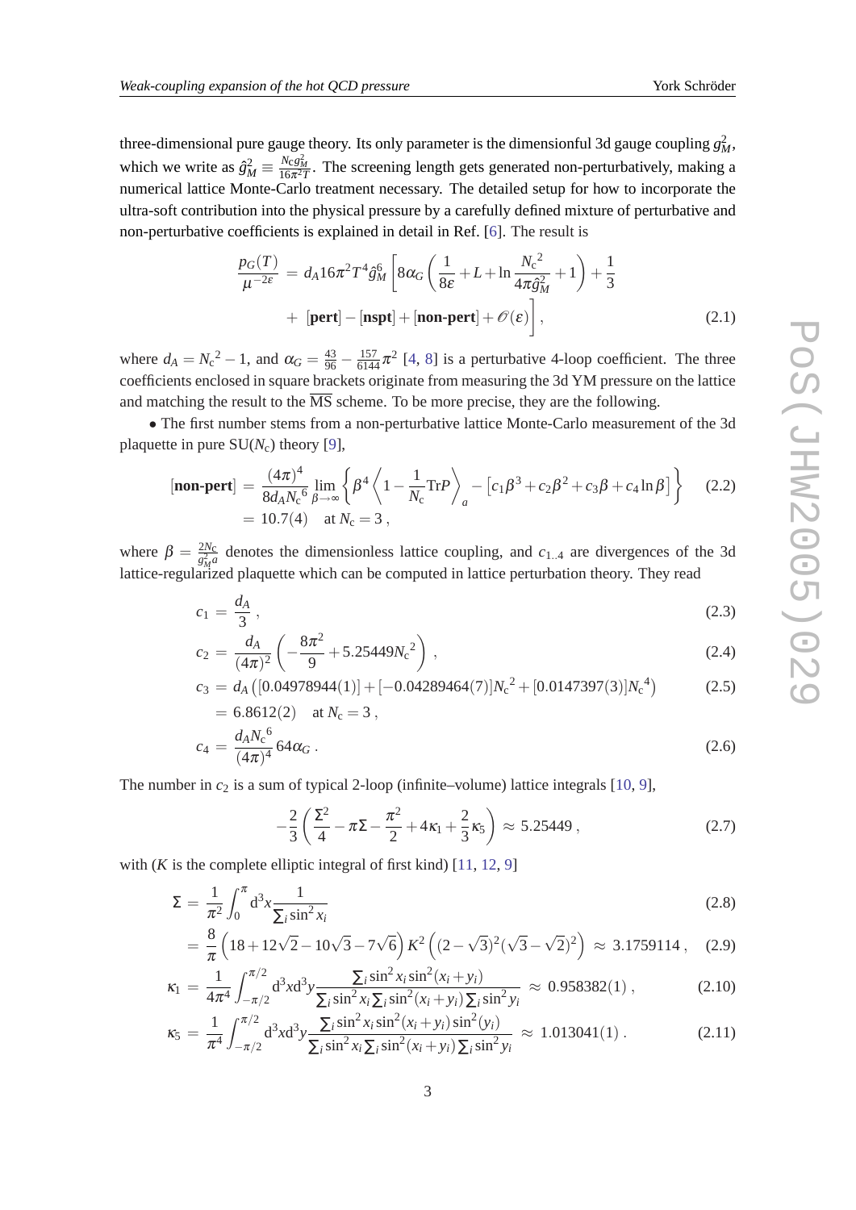three-dimensional pure gauge theory. Its only parameter is the dimensionful 3d gauge coupling $g_M^2$, which we write as $\hat{g}_M^2 \equiv \frac{N_c g_M^2}{16\pi^2 T}$. The screening length gets generated non-perturbatively, making a numerical lattice Monte-Carlo treatment necessary. The detailed setup for how to incorporate the ultra-soft contribution into the physical pressure by a carefully defined mixture of perturbative and non-perturbative coefficients is explained in detail in Ref. [6]. The result is

$$\frac{p_G(T)}{\mu^{-2\varepsilon}} = d_A 16\pi^2 T^4 \hat{g}_M^6 \left[ 8\alpha_G \left( \frac{1}{8\varepsilon} + L + \ln \frac{{N_c}^2}{4\pi \hat{g}_M^2} + 1 \right) + \frac{1}{3} \right.$$
$$\left. + \ [\mathbf{pert}] - [\mathbf{nspt}] + [\mathbf{non\text{-}pert}] + \mathcal{O}(\varepsilon) \right], \tag{2.1}$$

where $d_A = {N_c}^2 - 1$, and $\alpha_G = \frac{43}{96} - \frac{157}{6144}\pi^2$ [4, 8] is a perturbative 4-loop coefficient. The three coefficients enclosed in square brackets originate from measuring the 3d YM pressure on the lattice and matching the result to the $\overline{\text{MS}}$ scheme. To be more precise, they are the following.

• The first number stems from a non-perturbative lattice Monte-Carlo measurement of the 3d plaquette in pure SU($N_c$) theory [9],

$$[\mathbf{non\text{-}pert}] = \frac{(4\pi)^4}{8 d_A {N_c}^6} \lim_{\beta\to\infty} \left\{ \beta^4 \left\langle 1 - \frac{1}{N_c} \mathrm{Tr} P \right\rangle_a - \left[ c_1\beta^3 + c_2\beta^2 + c_3\beta + c_4 \ln\beta \right] \right\} \tag{2.2}$$
$$= 10.7(4) \quad \text{at } N_c = 3 ,$$

where $\beta = \frac{2N_c}{g_M^2 a}$ denotes the dimensionless lattice coupling, and $c_{1..4}$ are divergences of the 3d lattice-regularized plaquette which can be computed in lattice perturbation theory. They read

$$c_1 = \frac{d_A}{3} , \tag{2.3}$$

$$c_2 = \frac{d_A}{(4\pi)^2} \left( -\frac{8\pi^2}{9} + 5.25449 {N_c}^2 \right) , \tag{2.4}$$

$$c_3 = d_A \left( [0.04978944(1)] + [-0.04289464(7)] {N_c}^2 + [0.0147397(3)] {N_c}^4 \right) \tag{2.5}$$
$$= 6.8612(2) \quad \text{at } N_c = 3 ,$$

$$c_4 = \frac{d_A {N_c}^6}{(4\pi)^4} 64\alpha_G . \tag{2.6}$$

The number in $c_2$ is a sum of typical 2-loop (infinite–volume) lattice integrals [10, 9],

$$-\frac{2}{3} \left( \frac{\Sigma^2}{4} - \pi\Sigma - \frac{\pi^2}{2} + 4\kappa_1 + \frac{2}{3}\kappa_5 \right) \approx 5.25449 , \tag{2.7}$$

with ($K$ is the complete elliptic integral of first kind) [11, 12, 9]

$$\Sigma = \frac{1}{\pi^2} \int_0^\pi \mathrm{d}^3x \frac{1}{\sum_i \sin^2 x_i} \tag{2.8}$$

$$= \frac{8}{\pi} \left( 18 + 12\sqrt{2} - 10\sqrt{3} - 7\sqrt{6} \right) K^2 \left( (2-\sqrt{3})^2 (\sqrt{3}-\sqrt{2})^2 \right) \approx 3.1759114 , \tag{2.9}$$

$$\kappa_1 = \frac{1}{4\pi^4} \int_{-\pi/2}^{\pi/2} \mathrm{d}^3x \mathrm{d}^3y \frac{\sum_i \sin^2 x_i \sin^2(x_i+y_i)}{\sum_i \sin^2 x_i \sum_i \sin^2(x_i+y_i) \sum_i \sin^2 y_i} \approx 0.958382(1) , \tag{2.10}$$

$$\kappa_5 = \frac{1}{\pi^4} \int_{-\pi/2}^{\pi/2} \mathrm{d}^3x \mathrm{d}^3y \frac{\sum_i \sin^2 x_i \sin^2(x_i+y_i) \sin^2(y_i)}{\sum_i \sin^2 x_i \sum_i \sin^2(x_i+y_i) \sum_i \sin^2 y_i} \approx 1.013041(1) . \tag{2.11}$$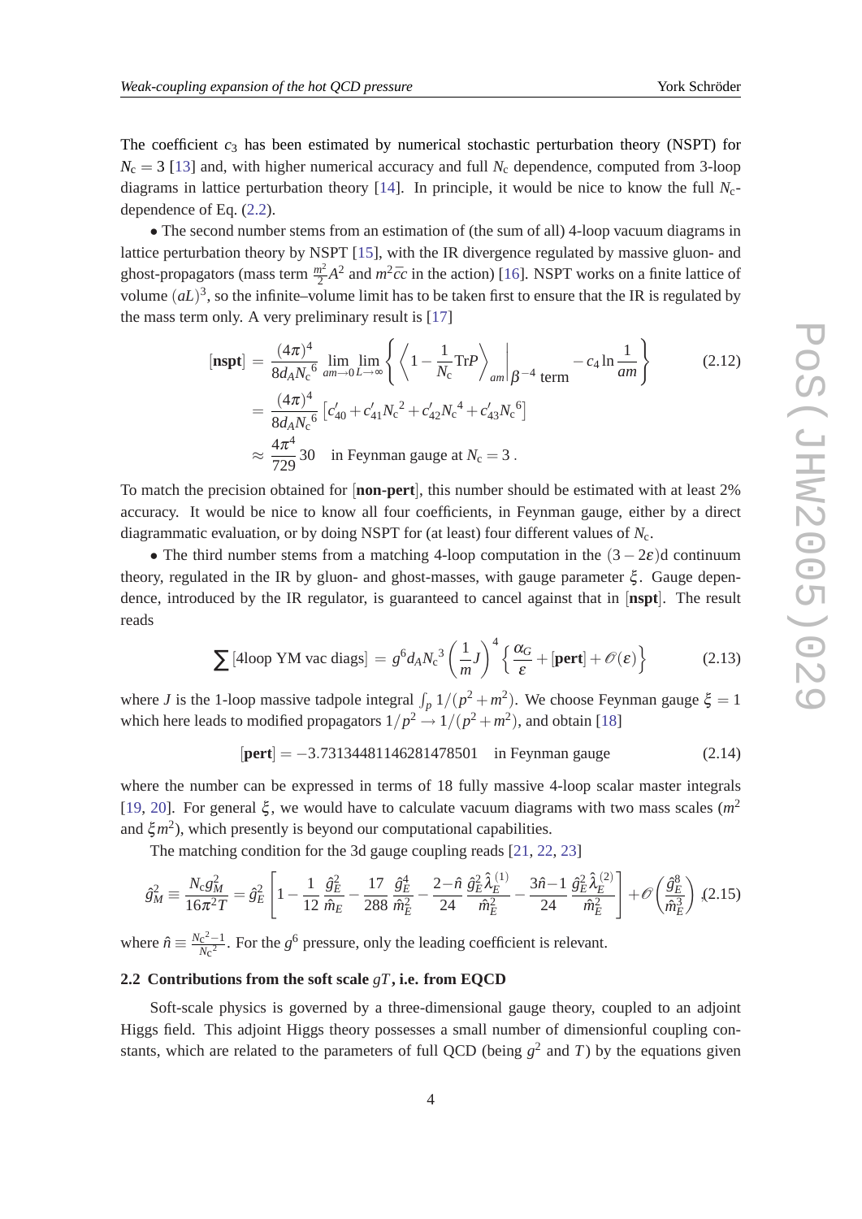The coefficient $c_3$ has been estimated by numerical stochastic perturbation theory (NSPT) for $N_c = 3$ [13] and, with higher numerical accuracy and full $N_c$ dependence, computed from 3-loop diagrams in lattice perturbation theory [14]. In principle, it would be nice to know the full $N_c$-dependence of Eq. (2.2).

• The second number stems from an estimation of (the sum of all) 4-loop vacuum diagrams in lattice perturbation theory by NSPT [15], with the IR divergence regulated by massive gluon- and ghost-propagators (mass term $\frac{m^2}{2}A^2$ and $m^2\bar{c}c$ in the action) [16]. NSPT works on a finite lattice of volume $(aL)^3$, so the infinite–volume limit has to be taken first to ensure that the IR is regulated by the mass term only. A very preliminary result is [17]

$$
\begin{aligned}
[\mathbf{nspt}] &= \frac{(4\pi)^4}{8d_A N_c^{\,6}} \lim_{am\to 0} \lim_{L\to\infty} \left\{ \left\langle 1 - \frac{1}{N_c}\mathrm{Tr}P \right\rangle_{am}\Bigg|_{\beta^{-4}\ \mathrm{term}} - c_4 \ln\frac{1}{am} \right\} \\
&= \frac{(4\pi)^4}{8d_A N_c^{\,6}} \left[ c'_{40} + c'_{41}N_c^{\,2} + c'_{42}N_c^{\,4} + c'_{43}N_c^{\,6} \right] \\
&\approx \frac{4\pi^4}{729}\, 30 \quad \text{in Feynman gauge at } N_c = 3\,.
\end{aligned} \tag{2.12}
$$

To match the precision obtained for [**non-pert**], this number should be estimated with at least 2% accuracy. It would be nice to know all four coefficients, in Feynman gauge, either by a direct diagrammatic evaluation, or by doing NSPT for (at least) four different values of $N_c$.

• The third number stems from a matching 4-loop computation in the $(3-2\varepsilon)$d continuum theory, regulated in the IR by gluon- and ghost-masses, with gauge parameter $\xi$. Gauge dependence, introduced by the IR regulator, is guaranteed to cancel against that in [**nspt**]. The result reads

$$
\sum [\text{4loop YM vac diags}] = g^6 d_A N_c^{\,3} \left(\frac{1}{m}J\right)^4 \left\{ \frac{\alpha_G}{\varepsilon} + [\mathbf{pert}] + \mathcal{O}(\varepsilon) \right\} \tag{2.13}
$$

where $J$ is the 1-loop massive tadpole integral $\int_p 1/(p^2+m^2)$. We choose Feynman gauge $\xi = 1$ which here leads to modified propagators $1/p^2 \to 1/(p^2+m^2)$, and obtain [18]

$$
[\mathbf{pert}] = -3.73134481146281478501 \quad \text{in Feynman gauge} \tag{2.14}
$$

where the number can be expressed in terms of 18 fully massive 4-loop scalar master integrals [19, 20]. For general $\xi$, we would have to calculate vacuum diagrams with two mass scales ($m^2$ and $\xi m^2$), which presently is beyond our computational capabilities.

The matching condition for the 3d gauge coupling reads [21, 22, 23]

$$
\hat{g}_M^2 \equiv \frac{N_c g_M^2}{16\pi^2 T} = \hat{g}_E^2 \left[ 1 - \frac{1}{12}\frac{\hat{g}_E^2}{\hat{m}_E} - \frac{17}{288}\frac{\hat{g}_E^4}{\hat{m}_E^2} - \frac{2-\hat{n}}{24}\frac{\hat{g}_E^2\hat{\lambda}_E^{(1)}}{\hat{m}_E^2} - \frac{3\hat{n}-1}{24}\frac{\hat{g}_E^2\hat{\lambda}_E^{(2)}}{\hat{m}_E^2} \right] + \mathcal{O}\left(\frac{\hat{g}_E^8}{\hat{m}_E^3}\right), \tag{2.15}
$$

where $\hat{n} \equiv \frac{N_c^{\,2}-1}{N_c^{\,2}}$. For the $g^6$ pressure, only the leading coefficient is relevant.

### 2.2 Contributions from the soft scale $gT$, i.e. from EQCD

Soft-scale physics is governed by a three-dimensional gauge theory, coupled to an adjoint Higgs field. This adjoint Higgs theory possesses a small number of dimensionful coupling constants, which are related to the parameters of full QCD (being $g^2$ and $T$) by the equations given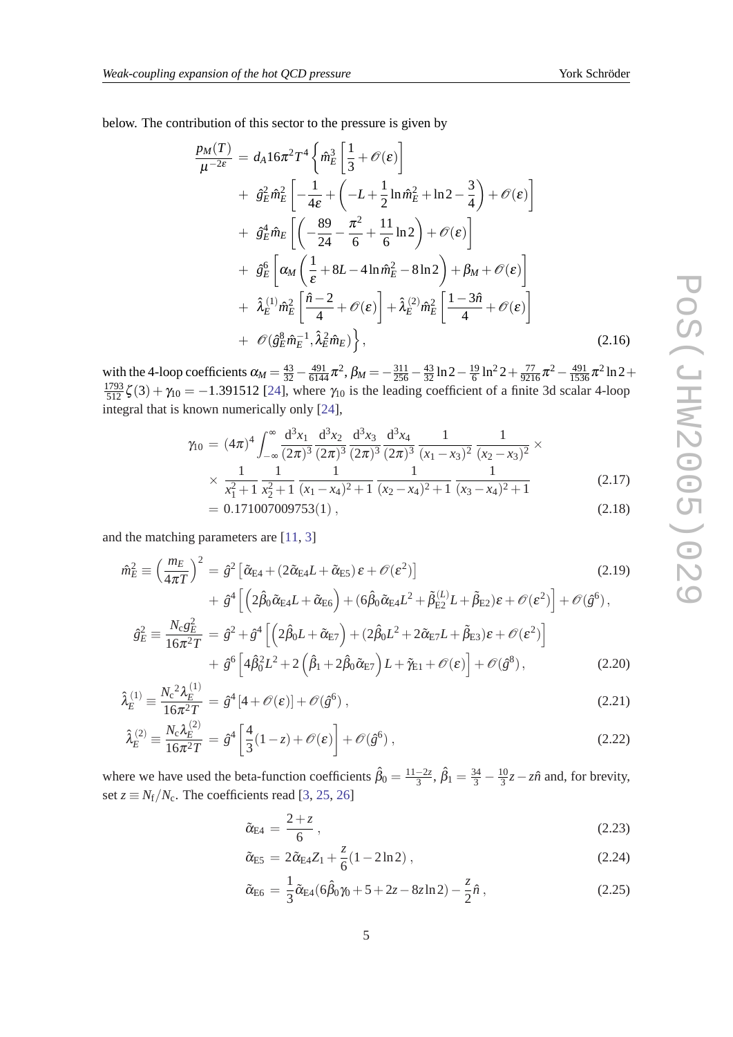below. The contribution of this sector to the pressure is given by

$$
\begin{aligned}
\frac{p_M(T)}{\mu^{-2\varepsilon}} &= d_A 16\pi^2 T^4 \left\{ \hat{m}_E^3 \left[ \frac{1}{3} + \mathcal{O}(\varepsilon) \right] \right. \\
&+ \hat{g}_E^2 \hat{m}_E^2 \left[ -\frac{1}{4\varepsilon} + \left( -L + \frac{1}{2}\ln \hat{m}_E^2 + \ln 2 - \frac{3}{4} \right) + \mathcal{O}(\varepsilon) \right] \\
&+ \hat{g}_E^4 \hat{m}_E \left[ \left( -\frac{89}{24} - \frac{\pi^2}{6} + \frac{11}{6}\ln 2 \right) + \mathcal{O}(\varepsilon) \right] \\
&+ \hat{g}_E^6 \left[ \alpha_M \left( \frac{1}{\varepsilon} + 8L - 4\ln \hat{m}_E^2 - 8\ln 2 \right) + \beta_M + \mathcal{O}(\varepsilon) \right] \\
&+ \hat{\lambda}_E^{(1)} \hat{m}_E^2 \left[ \frac{\hat{n}-2}{4} + \mathcal{O}(\varepsilon) \right] + \hat{\lambda}_E^{(2)} \hat{m}_E^2 \left[ \frac{1-3\hat{n}}{4} + \mathcal{O}(\varepsilon) \right] \\
&+ \left. \mathcal{O}(\hat{g}_E^8 \hat{m}_E^{-1}, \hat{\lambda}_E^2 \hat{m}_E) \right\}, \qquad (2.16)
\end{aligned}
$$

with the 4-loop coefficients $\alpha_M = \frac{43}{32} - \frac{491}{6144}\pi^2$, $\beta_M = -\frac{311}{256} - \frac{43}{32}\ln 2 - \frac{19}{6}\ln^2 2 + \frac{77}{9216}\pi^2 - \frac{491}{1536}\pi^2 \ln 2 + \frac{1793}{512}\zeta(3) + \gamma_{10} = -1.391512$ [24], where $\gamma_{10}$ is the leading coefficient of a finite 3d scalar 4-loop integral that is known numerically only [24],

$$
\begin{aligned}
\gamma_{10} &= (4\pi)^4 \int_{-\infty}^{\infty} \frac{d^3x_1}{(2\pi)^3} \frac{d^3x_2}{(2\pi)^3} \frac{d^3x_3}{(2\pi)^3} \frac{d^3x_4}{(2\pi)^3} \frac{1}{(x_1-x_3)^2} \frac{1}{(x_2-x_3)^2} \times \\
&\times \frac{1}{x_1^2+1} \frac{1}{x_2^2+1} \frac{1}{(x_1-x_4)^2+1} \frac{1}{(x_2-x_4)^2+1} \frac{1}{(x_3-x_4)^2+1} \qquad (2.17) \\
&= 0.171007009753(1)\,, \qquad (2.18)
\end{aligned}
$$

and the matching parameters are [11, 3]

$$
\begin{aligned}
\hat{m}_E^2 \equiv \left( \frac{m_E}{4\pi T} \right)^2 &= \hat{g}^2 \left[ \tilde{\alpha}_{\rm E4} + (2\tilde{\alpha}_{\rm E4} L + \tilde{\alpha}_{\rm E5})\,\varepsilon + \mathcal{O}(\varepsilon^2) \right] \qquad (2.19) \\
&+ \hat{g}^4 \left[ \left( 2\hat{\beta}_0 \tilde{\alpha}_{\rm E4} L + \tilde{\alpha}_{\rm E6} \right) + (6\hat{\beta}_0 \tilde{\alpha}_{\rm E4} L^2 + \tilde{\beta}_{\rm E2}^{(L)} L + \tilde{\beta}_{\rm E2})\varepsilon + \mathcal{O}(\varepsilon^2) \right] + \mathcal{O}(\hat{g}^6)\,, \\
\hat{g}_E^2 \equiv \frac{N_c g_E^2}{16\pi^2 T} &= \hat{g}^2 + \hat{g}^4 \left[ \left( 2\hat{\beta}_0 L + \tilde{\alpha}_{\rm E7} \right) + (2\hat{\beta}_0 L^2 + 2\tilde{\alpha}_{\rm E7} L + \tilde{\beta}_{\rm E3})\varepsilon + \mathcal{O}(\varepsilon^2) \right] \\
&+ \hat{g}^6 \left[ 4\hat{\beta}_0^2 L^2 + 2\left( \hat{\beta}_1 + 2\hat{\beta}_0 \tilde{\alpha}_{\rm E7} \right) L + \tilde{\gamma}_{\rm E1} + \mathcal{O}(\varepsilon) \right] + \mathcal{O}(\hat{g}^8)\,, \qquad (2.20)
\end{aligned}
$$

$$
\hat{\lambda}_E^{(1)} \equiv \frac{N_c{}^2 \lambda_E^{(1)}}{16\pi^2 T} = \hat{g}^4 \left[ 4 + \mathcal{O}(\varepsilon) \right] + \mathcal{O}(\hat{g}^6)\,, \qquad (2.21)
$$

$$
\hat{\lambda}_E^{(2)} \equiv \frac{N_c \lambda_E^{(2)}}{16\pi^2 T} = \hat{g}^4 \left[ \frac{4}{3}(1-z) + \mathcal{O}(\varepsilon) \right] + \mathcal{O}(\hat{g}^6)\,, \qquad (2.22)
$$

where we have used the beta-function coefficients $\hat{\beta}_0 = \frac{11-2z}{3}$, $\hat{\beta}_1 = \frac{34}{3} - \frac{10}{3}z - z\hat{n}$ and, for brevity, set $z \equiv N_f/N_c$. The coefficients read [3, 25, 26]

$$
\tilde{\alpha}_{\rm E4} = \frac{2+z}{6}\,, \qquad (2.23)
$$

$$
\tilde{\alpha}_{\rm E5} = 2\tilde{\alpha}_{\rm E4} Z_1 + \frac{z}{6}(1 - 2\ln 2)\,, \qquad (2.24)
$$

$$
\tilde{\alpha}_{\rm E6} = \frac{1}{3}\tilde{\alpha}_{\rm E4}(6\hat{\beta}_0 \gamma_0 + 5 + 2z - 8z\ln 2) - \frac{z}{2}\hat{n}\,, \qquad (2.25)
$$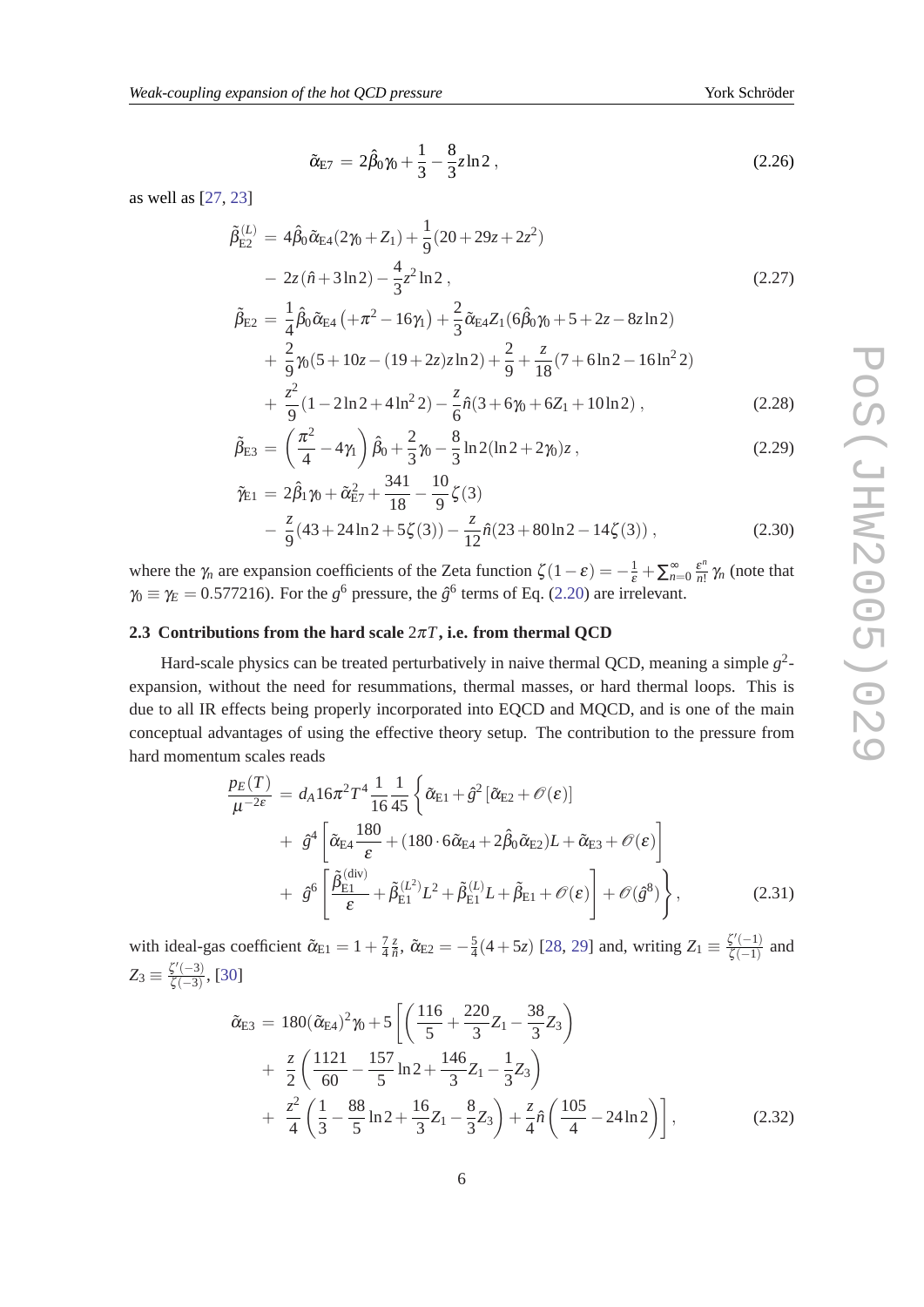$$\tilde{\alpha}_{\rm E7} = 2\hat{\beta}_0\gamma_0 + \frac{1}{3} - \frac{8}{3}z\ln 2\,, \tag{2.26}$$

as well as [27, 23]

$$\begin{aligned}
\tilde{\beta}_{\rm E2}^{(L)} &= 4\hat{\beta}_0\tilde{\alpha}_{\rm E4}(2\gamma_0 + Z_1) + \frac{1}{9}(20 + 29z + 2z^2) \\
&\quad - 2z(\hat{n} + 3\ln 2) - \frac{4}{3}z^2\ln 2\,, \qquad\qquad (2.27)\\
\tilde{\beta}_{\rm E2} &= \frac{1}{4}\hat{\beta}_0\tilde{\alpha}_{\rm E4}\left(+\pi^2 - 16\gamma_1\right) + \frac{2}{3}\tilde{\alpha}_{\rm E4}Z_1(6\hat{\beta}_0\gamma_0 + 5 + 2z - 8z\ln 2) \\
&\quad + \frac{2}{9}\gamma_0(5 + 10z - (19 + 2z)z\ln 2) + \frac{2}{9} + \frac{z}{18}(7 + 6\ln 2 - 16\ln^2 2) \\
&\quad + \frac{z^2}{9}(1 - 2\ln 2 + 4\ln^2 2) - \frac{z}{6}\hat{n}(3 + 6\gamma_0 + 6Z_1 + 10\ln 2)\,, \qquad\qquad (2.28)\\
\tilde{\beta}_{\rm E3} &= \left(\frac{\pi^2}{4} - 4\gamma_1\right)\hat{\beta}_0 + \frac{2}{3}\gamma_0 - \frac{8}{3}\ln 2(\ln 2 + 2\gamma_0)z\,, \qquad\qquad (2.29)\\
\tilde{\gamma}_{\rm E1} &= 2\hat{\beta}_1\gamma_0 + \tilde{\alpha}_{\rm E7}^2 + \frac{341}{18} - \frac{10}{9}\zeta(3) \\
&\quad - \frac{z}{9}(43 + 24\ln 2 + 5\zeta(3)) - \frac{z}{12}\hat{n}(23 + 80\ln 2 - 14\zeta(3))\,, \qquad\qquad (2.30)
\end{aligned}$$

where the $\gamma_n$ are expansion coefficients of the Zeta function $\zeta(1-\varepsilon) = -\frac{1}{\varepsilon} + \sum_{n=0}^{\infty}\frac{\varepsilon^n}{n!}\gamma_n$ (note that $\gamma_0 \equiv \gamma_E = 0.577216$). For the $g^6$ pressure, the $\hat{g}^6$ terms of Eq. (2.20) are irrelevant.

### 2.3 Contributions from the hard scale $2\pi T$, i.e. from thermal QCD

Hard-scale physics can be treated perturbatively in naive thermal QCD, meaning a simple $g^2$-expansion, without the need for resummations, thermal masses, or hard thermal loops. This is due to all IR effects being properly incorporated into EQCD and MQCD, and is one of the main conceptual advantages of using the effective theory setup. The contribution to the pressure from hard momentum scales reads

$$\begin{aligned}
\frac{p_E(T)}{\mu^{-2\varepsilon}} &= d_A 16\pi^2 T^4 \frac{1}{16}\frac{1}{45}\Bigg\{\tilde{\alpha}_{\rm E1} + \hat{g}^2\left[\tilde{\alpha}_{\rm E2} + \mathcal{O}(\varepsilon)\right] \\
&\quad + \hat{g}^4\left[\tilde{\alpha}_{\rm E4}\frac{180}{\varepsilon} + (180\cdot 6\tilde{\alpha}_{\rm E4} + 2\hat{\beta}_0\tilde{\alpha}_{\rm E2})L + \tilde{\alpha}_{\rm E3} + \mathcal{O}(\varepsilon)\right] \\
&\quad + \hat{g}^6\left[\frac{\tilde{\beta}_{\rm E1}^{(\rm div)}}{\varepsilon} + \tilde{\beta}_{\rm E1}^{(L^2)}L^2 + \tilde{\beta}_{\rm E1}^{(L)}L + \tilde{\beta}_{\rm E1} + \mathcal{O}(\varepsilon)\right] + \mathcal{O}(\hat{g}^8)\Bigg\}\,,
\end{aligned} \tag{2.31}$$

with ideal-gas coefficient $\tilde{\alpha}_{\rm E1} = 1 + \frac{7}{4}\frac{z}{\hat{n}}$, $\tilde{\alpha}_{\rm E2} = -\frac{5}{4}(4 + 5z)$ [28, 29] and, writing $Z_1 \equiv \frac{\zeta'(-1)}{\zeta(-1)}$ and $Z_3 \equiv \frac{\zeta'(-3)}{\zeta(-3)}$, [30]

$$\begin{aligned}
\tilde{\alpha}_{\rm E3} &= 180(\tilde{\alpha}_{\rm E4})^2\gamma_0 + 5\Bigg[\left(\frac{116}{5} + \frac{220}{3}Z_1 - \frac{38}{3}Z_3\right) \\
&\quad + \frac{z}{2}\left(\frac{1121}{60} - \frac{157}{5}\ln 2 + \frac{146}{3}Z_1 - \frac{1}{3}Z_3\right) \\
&\quad + \frac{z^2}{4}\left(\frac{1}{3} - \frac{88}{5}\ln 2 + \frac{16}{3}Z_1 - \frac{8}{3}Z_3\right) + \frac{z}{4}\hat{n}\left(\frac{105}{4} - 24\ln 2\right)\Bigg]\,,
\end{aligned} \tag{2.32}$$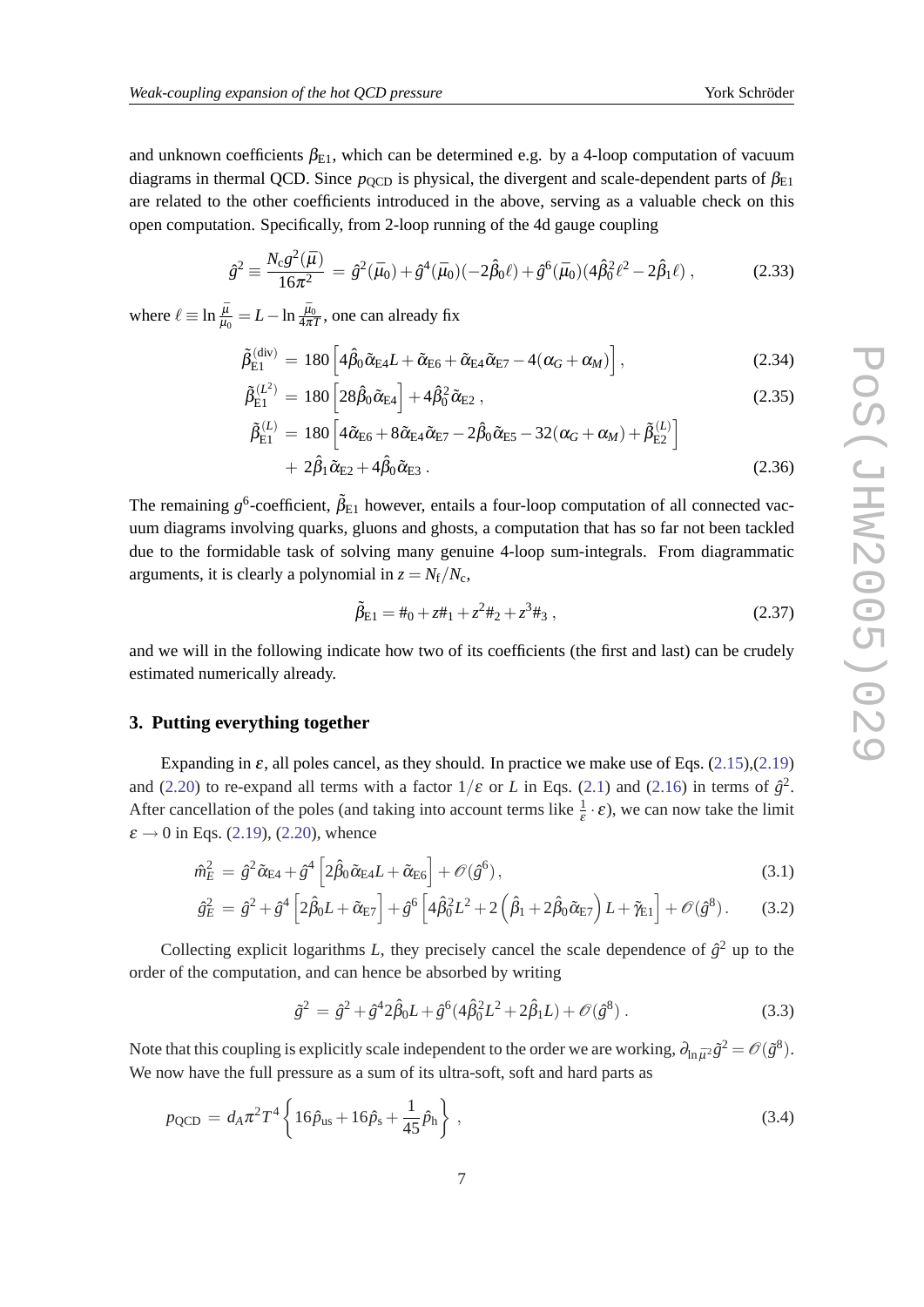and unknown coefficients $\beta_{\rm E1}$, which can be determined e.g. by a 4-loop computation of vacuum diagrams in thermal QCD. Since $p_{\rm QCD}$ is physical, the divergent and scale-dependent parts of $\beta_{\rm E1}$ are related to the other coefficients introduced in the above, serving as a valuable check on this open computation. Specifically, from 2-loop running of the 4d gauge coupling

$$\hat{g}^2 \equiv \frac{N_{\rm c} g^2(\bar{\mu})}{16\pi^2} = \hat{g}^2(\bar{\mu}_0) + \hat{g}^4(\bar{\mu}_0)(-2\hat{\beta}_0\ell) + \hat{g}^6(\bar{\mu}_0)(4\hat{\beta}_0^2\ell^2 - 2\hat{\beta}_1\ell)\,, \tag{2.33}$$

where $\ell \equiv \ln\frac{\bar{\mu}}{\bar{\mu}_0} = L - \ln\frac{\bar{\mu}_0}{4\pi T}$, one can already fix

$$\tilde{\beta}_{\rm E1}^{(\rm div)} = 180\left[4\hat{\beta}_0\tilde{\alpha}_{\rm E4}L + \tilde{\alpha}_{\rm E6} + \tilde{\alpha}_{\rm E4}\tilde{\alpha}_{\rm E7} - 4(\alpha_G + \alpha_M)\right], \tag{2.34}$$

$$\tilde{\beta}_{\rm E1}^{(L^2)} = 180\left[28\hat{\beta}_0\tilde{\alpha}_{\rm E4}\right] + 4\hat{\beta}_0^2\tilde{\alpha}_{\rm E2}\,, \tag{2.35}$$

$$\tilde{\beta}_{\rm E1}^{(L)} = 180\left[4\tilde{\alpha}_{\rm E6} + 8\tilde{\alpha}_{\rm E4}\tilde{\alpha}_{\rm E7} - 2\hat{\beta}_0\tilde{\alpha}_{\rm E5} - 32(\alpha_G + \alpha_M) + \tilde{\beta}_{\rm E2}^{(L)}\right] + 2\hat{\beta}_1\tilde{\alpha}_{\rm E2} + 4\hat{\beta}_0\tilde{\alpha}_{\rm E3}\,. \tag{2.36}$$

The remaining $g^6$-coefficient, $\tilde{\beta}_{\rm E1}$ however, entails a four-loop computation of all connected vacuum diagrams involving quarks, gluons and ghosts, a computation that has so far not been tackled due to the formidable task of solving many genuine 4-loop sum-integrals. From diagrammatic arguments, it is clearly a polynomial in $z = N_{\rm f}/N_{\rm c}$,

$$\tilde{\beta}_{\rm E1} = \#_0 + z\#_1 + z^2\#_2 + z^3\#_3\,, \tag{2.37}$$

and we will in the following indicate how two of its coefficients (the first and last) can be crudely estimated numerically already.

## 3. Putting everything together

Expanding in $\varepsilon$, all poles cancel, as they should. In practice we make use of Eqs. (2.15),(2.19) and (2.20) to re-expand all terms with a factor $1/\varepsilon$ or $L$ in Eqs. (2.1) and (2.16) in terms of $\hat{g}^2$. After cancellation of the poles (and taking into account terms like $\frac{1}{\varepsilon}\cdot\varepsilon$), we can now take the limit $\varepsilon \to 0$ in Eqs. (2.19), (2.20), whence

$$\hat{m}_E^2 = \hat{g}^2\tilde{\alpha}_{\rm E4} + \hat{g}^4\left[2\hat{\beta}_0\tilde{\alpha}_{\rm E4}L + \tilde{\alpha}_{\rm E6}\right] + \mathcal{O}(\hat{g}^6)\,, \tag{3.1}$$

$$\hat{g}_E^2 = \hat{g}^2 + \hat{g}^4\left[2\hat{\beta}_0 L + \tilde{\alpha}_{\rm E7}\right] + \hat{g}^6\left[4\hat{\beta}_0^2L^2 + 2\left(\hat{\beta}_1 + 2\hat{\beta}_0\tilde{\alpha}_{\rm E7}\right)L + \tilde{\gamma}_{\rm E1}\right] + \mathcal{O}(\hat{g}^8)\,. \tag{3.2}$$

Collecting explicit logarithms $L$, they precisely cancel the scale dependence of $\hat{g}^2$ up to the order of the computation, and can hence be absorbed by writing

$$\tilde{g}^2 = \hat{g}^2 + \hat{g}^4 2\hat{\beta}_0 L + \hat{g}^6(4\hat{\beta}_0^2L^2 + 2\hat{\beta}_1 L) + \mathcal{O}(\hat{g}^8)\,. \tag{3.3}$$

Note that this coupling is explicitly scale independent to the order we are working, $\partial_{\ln\bar{\mu}^2}\tilde{g}^2 = \mathcal{O}(\tilde{g}^8)$. We now have the full pressure as a sum of its ultra-soft, soft and hard parts as

$$p_{\rm QCD} = d_A\pi^2T^4\left\{16\hat{p}_{\rm us} + 16\hat{p}_{\rm s} + \frac{1}{45}\hat{p}_{\rm h}\right\}\,, \tag{3.4}$$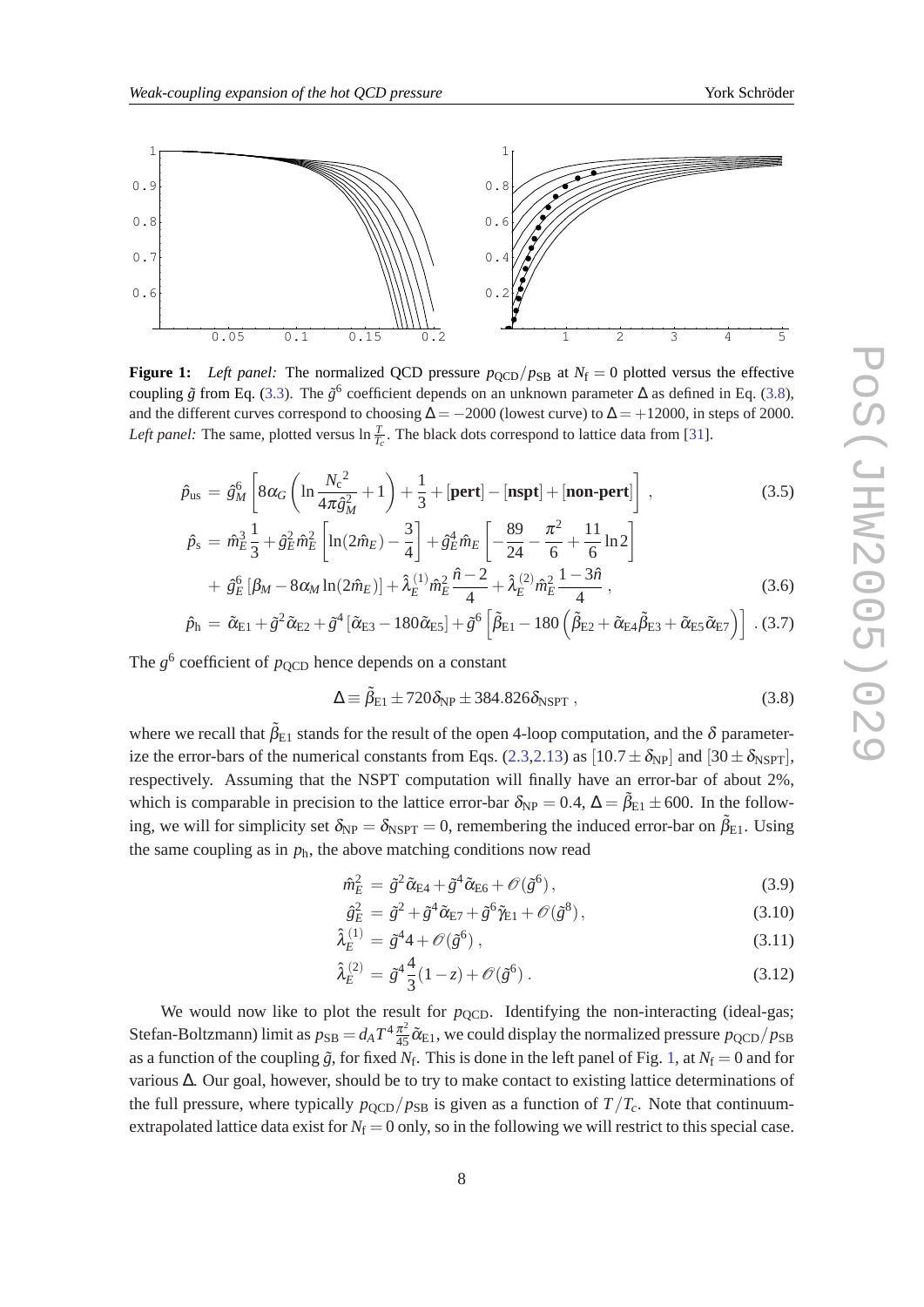1
0.9
0.8
0.7
0.6
0.05 0.1 0.15 0.2

1
0.8
0.6
0.4
0.2
1 2 3 4 5

**Figure 1:** *Left panel:* The normalized QCD pressure $p_{\rm QCD}/p_{\rm SB}$ at $N_{\rm f}=0$ plotted versus the effective coupling $\tilde{g}$ from Eq. (3.3). The $\tilde{g}^6$ coefficient depends on an unknown parameter $\Delta$ as defined in Eq. (3.8), and the different curves correspond to choosing $\Delta=-2000$ (lowest curve) to $\Delta=+12000$, in steps of 2000. *Left panel:* The same, plotted versus $\ln\frac{T}{T_c}$. The black dots correspond to lattice data from [31].

$$
\hat{p}_{\rm us} = \hat{g}_M^6\left[8\alpha_G\left(\ln\frac{N_c{}^2}{4\pi\hat{g}_M^2}+1\right)+\frac{1}{3}+[\textbf{pert}]-[\textbf{nspt}]+[\textbf{non-pert}]\right], \tag{3.5}
$$

$$
\begin{aligned}
\hat{p}_{\rm s} &= \hat{m}_E^3\frac{1}{3}+\hat{g}_E^2\hat{m}_E^2\left[\ln(2\hat{m}_E)-\frac{3}{4}\right]+\hat{g}_E^4\hat{m}_E\left[-\frac{89}{24}-\frac{\pi^2}{6}+\frac{11}{6}\ln 2\right]\\
&\quad+\hat{g}_E^6\left[\beta_M-8\alpha_M\ln(2\hat{m}_E)\right]+\hat{\lambda}_E^{(1)}\hat{m}_E^2\frac{\hat{n}-2}{4}+\hat{\lambda}_E^{(2)}\hat{m}_E^2\frac{1-3\hat{n}}{4},
\end{aligned}\tag{3.6}
$$

$$
\hat{p}_{\rm h} = \tilde{\alpha}_{\rm E1}+\tilde{g}^2\tilde{\alpha}_{\rm E2}+\tilde{g}^4\left[\tilde{\alpha}_{\rm E3}-180\tilde{\alpha}_{\rm E5}\right]+\tilde{g}^6\left[\tilde{\beta}_{\rm E1}-180\left(\tilde{\beta}_{\rm E2}+\tilde{\alpha}_{\rm E4}\tilde{\beta}_{\rm E3}+\tilde{\alpha}_{\rm E5}\tilde{\alpha}_{\rm E7}\right)\right]. \tag{3.7}
$$

The $g^6$ coefficient of $p_{\rm QCD}$ hence depends on a constant

$$
\Delta \equiv \tilde{\beta}_{\rm E1}\pm 720\delta_{\rm NP}\pm 384.826\delta_{\rm NSPT}, \tag{3.8}
$$

where we recall that $\tilde{\beta}_{\rm E1}$ stands for the result of the open 4-loop computation, and the $\delta$ parameterize the error-bars of the numerical constants from Eqs. (2.3,2.13) as $[10.7\pm\delta_{\rm NP}]$ and $[30\pm\delta_{\rm NSPT}]$, respectively. Assuming that the NSPT computation will finally have an error-bar of about 2%, which is comparable in precision to the lattice error-bar $\delta_{\rm NP}=0.4$, $\Delta=\tilde{\beta}_{\rm E1}\pm 600$. In the following, we will for simplicity set $\delta_{\rm NP}=\delta_{\rm NSPT}=0$, remembering the induced error-bar on $\tilde{\beta}_{\rm E1}$. Using the same coupling as in $p_{\rm h}$, the above matching conditions now read

$$
\hat{m}_E^2 = \tilde{g}^2\tilde{\alpha}_{\rm E4}+\tilde{g}^4\tilde{\alpha}_{\rm E6}+\mathcal{O}(\tilde{g}^6), \tag{3.9}
$$

$$
\hat{g}_E^2 = \tilde{g}^2+\tilde{g}^4\tilde{\alpha}_{\rm E7}+\tilde{g}^6\tilde{\gamma}_{\rm E1}+\mathcal{O}(\tilde{g}^8), \tag{3.10}
$$

$$
\hat{\lambda}_E^{(1)} = \tilde{g}^4 4+\mathcal{O}(\tilde{g}^6), \tag{3.11}
$$

$$
\hat{\lambda}_E^{(2)} = \tilde{g}^4\frac{4}{3}(1-z)+\mathcal{O}(\tilde{g}^6). \tag{3.12}
$$

We would now like to plot the result for $p_{\rm QCD}$. Identifying the non-interacting (ideal-gas; Stefan-Boltzmann) limit as $p_{\rm SB}=d_A T^4\frac{\pi^2}{45}\tilde{\alpha}_{\rm E1}$, we could display the normalized pressure $p_{\rm QCD}/p_{\rm SB}$ as a function of the coupling $\tilde{g}$, for fixed $N_{\rm f}$. This is done in the left panel of Fig. 1, at $N_{\rm f}=0$ and for various $\Delta$. Our goal, however, should be to try to make contact to existing lattice determinations of the full pressure, where typically $p_{\rm QCD}/p_{\rm SB}$ is given as a function of $T/T_c$. Note that continuum-extrapolated lattice data exist for $N_{\rm f}=0$ only, so in the following we will restrict to this special case.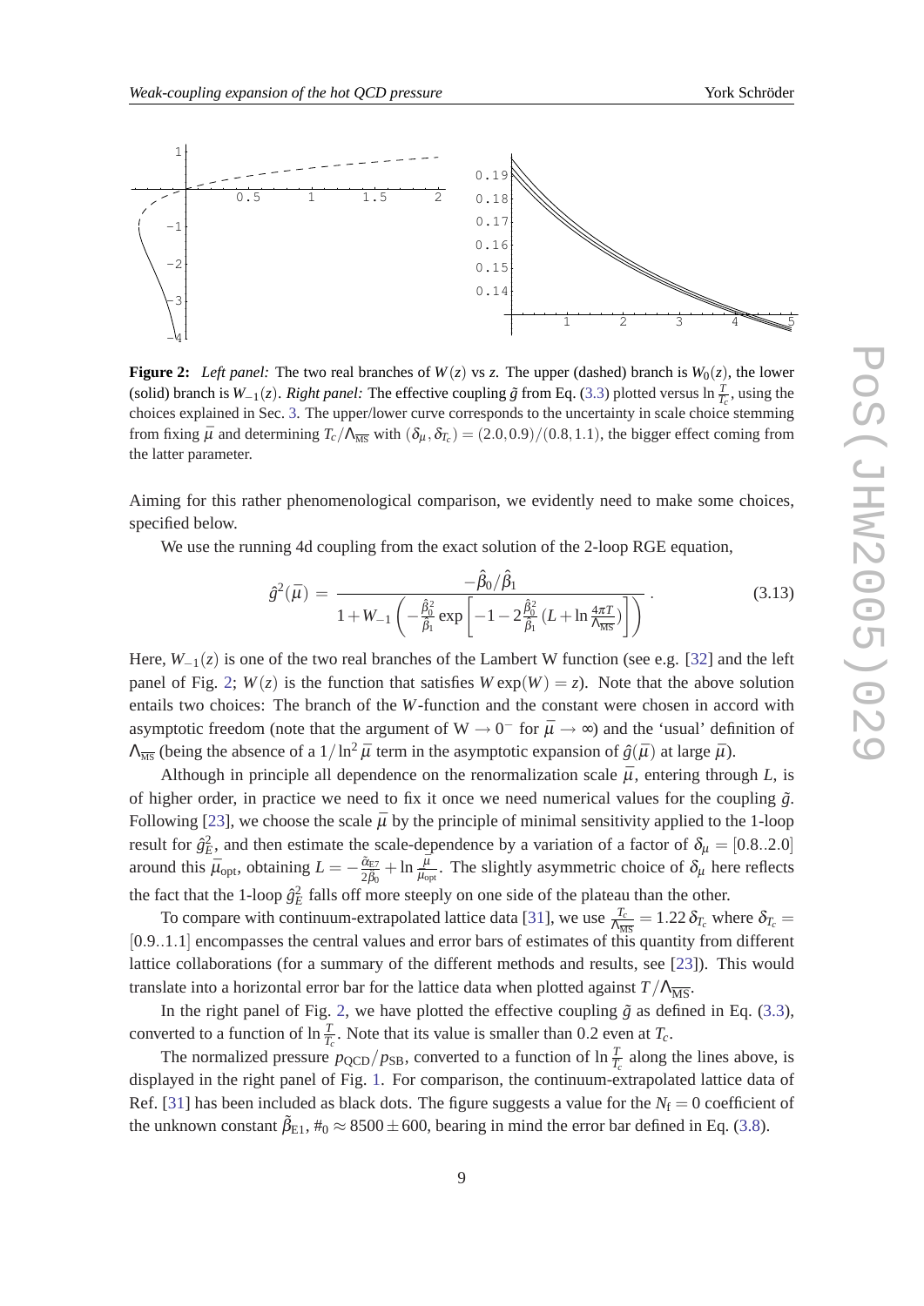1

0.5 1 1.5 2

-1

-2

-3

-4

0.19

0.18

0.17

0.16

0.15

0.14

1 2 3 4 5

**Figure 2:** *Left panel:* The two real branches of $W(z)$ vs $z$. The upper (dashed) branch is $W_0(z)$, the lower (solid) branch is $W_{-1}(z)$. *Right panel:* The effective coupling $\tilde{g}$ from Eq. (3.3) plotted versus $\ln \frac{T}{T_c}$, using the choices explained in Sec. 3. The upper/lower curve corresponds to the uncertainty in scale choice stemming from fixing $\bar{\mu}$ and determining $T_c/\Lambda_{\overline{\rm MS}}$ with $(\delta_\mu, \delta_{T_c}) = (2.0, 0.9)/(0.8, 1.1)$, the bigger effect coming from the latter parameter.

Aiming for this rather phenomenological comparison, we evidently need to make some choices, specified below.

We use the running 4d coupling from the exact solution of the 2-loop RGE equation,

$$\hat{g}^2(\bar{\mu}) = \frac{-\hat{\beta}_0/\hat{\beta}_1}{1 + W_{-1}\left(-\frac{\hat{\beta}_0^2}{\hat{\beta}_1}\exp\left[-1 - 2\frac{\hat{\beta}_0^2}{\hat{\beta}_1}\left(L + \ln\frac{4\pi T}{\Lambda_{\overline{\rm MS}}}\right)\right]\right)} . \tag{3.13}$$

Here, $W_{-1}(z)$ is one of the two real branches of the Lambert W function (see e.g. [32] and the left panel of Fig. 2; $W(z)$ is the function that satisfies $W\exp(W) = z$). Note that the above solution entails two choices: The branch of the $W$-function and the constant were chosen in accord with asymptotic freedom (note that the argument of $W \to 0^-$ for $\bar{\mu} \to \infty$) and the 'usual' definition of $\Lambda_{\overline{\rm MS}}$ (being the absence of a $1/\ln^2\bar{\mu}$ term in the asymptotic expansion of $\hat{g}(\bar{\mu})$ at large $\bar{\mu}$).

Although in principle all dependence on the renormalization scale $\bar{\mu}$, entering through $L$, is of higher order, in practice we need to fix it once we need numerical values for the coupling $\tilde{g}$. Following [23], we choose the scale $\bar{\mu}$ by the principle of minimal sensitivity applied to the 1-loop result for $\hat{g}_E^2$, and then estimate the scale-dependence by a variation of a factor of $\delta_\mu = [0.8..2.0]$ around this $\bar{\mu}_{\rm opt}$, obtaining $L = -\frac{\tilde{\alpha}_{E7}}{2\hat{\beta}_0} + \ln\frac{\bar{\mu}}{\bar{\mu}_{\rm opt}}$. The slightly asymmetric choice of $\delta_\mu$ here reflects the fact that the 1-loop $\hat{g}_E^2$ falls off more steeply on one side of the plateau than the other.

To compare with continuum-extrapolated lattice data [31], we use $\frac{T_c}{\Lambda_{\overline{\rm MS}}} = 1.22\,\delta_{T_c}$ where $\delta_{T_c} = [0.9..1.1]$ encompasses the central values and error bars of estimates of this quantity from different lattice collaborations (for a summary of the different methods and results, see [23]). This would translate into a horizontal error bar for the lattice data when plotted against $T/\Lambda_{\overline{\rm MS}}$.

In the right panel of Fig. 2, we have plotted the effective coupling $\tilde{g}$ as defined in Eq. (3.3), converted to a function of $\ln\frac{T}{T_c}$. Note that its value is smaller than 0.2 even at $T_c$.

The normalized pressure $p_{\rm QCD}/p_{\rm SB}$, converted to a function of $\ln\frac{T}{T_c}$ along the lines above, is displayed in the right panel of Fig. 1. For comparison, the continuum-extrapolated lattice data of Ref. [31] has been included as black dots. The figure suggests a value for the $N_{\rm f} = 0$ coefficient of the unknown constant $\tilde{\beta}_{\rm E1}$, $\#_0 \approx 8500 \pm 600$, bearing in mind the error bar defined in Eq. (3.8).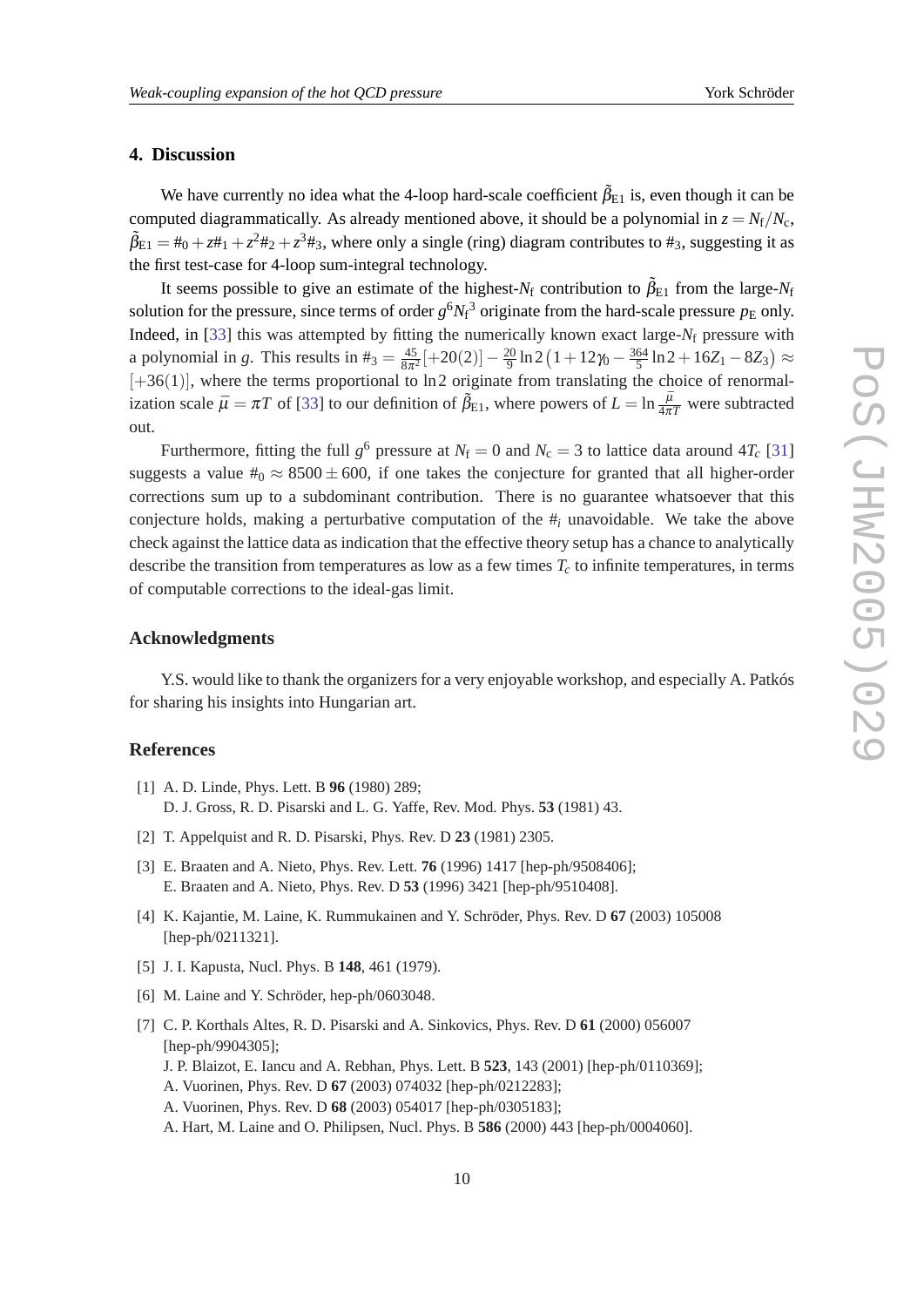## 4. Discussion

We have currently no idea what the 4-loop hard-scale coefficient $\tilde{\beta}_{\rm E1}$ is, even though it can be computed diagrammatically. As already mentioned above, it should be a polynomial in $z = N_{\rm f}/N_{\rm c}$, $\tilde{\beta}_{\rm E1} = \#_0 + z\#_1 + z^2\#_2 + z^3\#_3$, where only a single (ring) diagram contributes to $\#_3$, suggesting it as the first test-case for 4-loop sum-integral technology.

It seems possible to give an estimate of the highest-$N_{\rm f}$ contribution to $\tilde{\beta}_{\rm E1}$ from the large-$N_{\rm f}$ solution for the pressure, since terms of order $g^6 N_{\rm f}{}^3$ originate from the hard-scale pressure $p_{\rm E}$ only. Indeed, in [33] this was attempted by fitting the numerically known exact large-$N_{\rm f}$ pressure with a polynomial in $g$. This results in $\#_3 = \frac{45}{8\pi^2}[+20(2)] - \frac{20}{9}\ln 2\left(1 + 12\gamma_0 - \frac{364}{5}\ln 2 + 16Z_1 - 8Z_3\right) \approx [+36(1)]$, where the terms proportional to $\ln 2$ originate from translating the choice of renormalization scale $\bar{\mu} = \pi T$ of [33] to our definition of $\tilde{\beta}_{\rm E1}$, where powers of $L = \ln \frac{\bar{\mu}}{4\pi T}$ were subtracted out.

Furthermore, fitting the full $g^6$ pressure at $N_{\rm f} = 0$ and $N_{\rm c} = 3$ to lattice data around $4T_c$ [31] suggests a value $\#_0 \approx 8500 \pm 600$, if one takes the conjecture for granted that all higher-order corrections sum up to a subdominant contribution. There is no guarantee whatsoever that this conjecture holds, making a perturbative computation of the $\#_i$ unavoidable. We take the above check against the lattice data as indication that the effective theory setup has a chance to analytically describe the transition from temperatures as low as a few times $T_c$ to infinite temperatures, in terms of computable corrections to the ideal-gas limit.

### Acknowledgments

Y.S. would like to thank the organizers for a very enjoyable workshop, and especially A. Patkós for sharing his insights into Hungarian art.

### References

[1] A. D. Linde, Phys. Lett. B **96** (1980) 289;
D. J. Gross, R. D. Pisarski and L. G. Yaffe, Rev. Mod. Phys. **53** (1981) 43.

[2] T. Appelquist and R. D. Pisarski, Phys. Rev. D **23** (1981) 2305.

[3] E. Braaten and A. Nieto, Phys. Rev. Lett. **76** (1996) 1417 [hep-ph/9508406];
E. Braaten and A. Nieto, Phys. Rev. D **53** (1996) 3421 [hep-ph/9510408].

[4] K. Kajantie, M. Laine, K. Rummukainen and Y. Schröder, Phys. Rev. D **67** (2003) 105008 [hep-ph/0211321].

[5] J. I. Kapusta, Nucl. Phys. B **148**, 461 (1979).

[6] M. Laine and Y. Schröder, hep-ph/0603048.

[7] C. P. Korthals Altes, R. D. Pisarski and A. Sinkovics, Phys. Rev. D **61** (2000) 056007 [hep-ph/9904305];
J. P. Blaizot, E. Iancu and A. Rebhan, Phys. Lett. B **523**, 143 (2001) [hep-ph/0110369];
A. Vuorinen, Phys. Rev. D **67** (2003) 074032 [hep-ph/0212283];
A. Vuorinen, Phys. Rev. D **68** (2003) 054017 [hep-ph/0305183];
A. Hart, M. Laine and O. Philipsen, Nucl. Phys. B **586** (2000) 443 [hep-ph/0004060].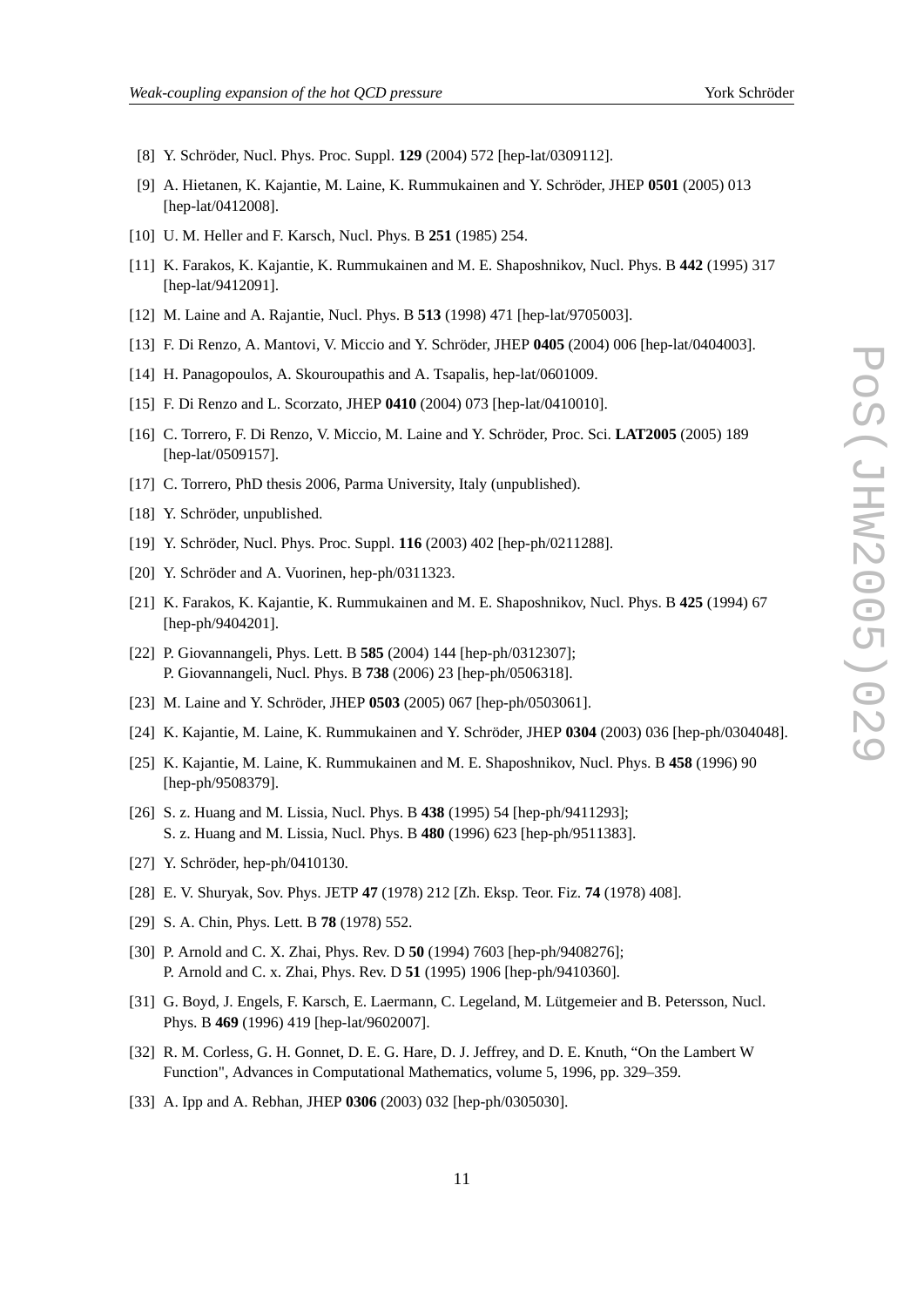[8] Y. Schröder, Nucl. Phys. Proc. Suppl. **129** (2004) 572 [hep-lat/0309112].

[9] A. Hietanen, K. Kajantie, M. Laine, K. Rummukainen and Y. Schröder, JHEP **0501** (2005) 013 [hep-lat/0412008].

[10] U. M. Heller and F. Karsch, Nucl. Phys. B **251** (1985) 254.

[11] K. Farakos, K. Kajantie, K. Rummukainen and M. E. Shaposhnikov, Nucl. Phys. B **442** (1995) 317 [hep-lat/9412091].

[12] M. Laine and A. Rajantie, Nucl. Phys. B **513** (1998) 471 [hep-lat/9705003].

[13] F. Di Renzo, A. Mantovi, V. Miccio and Y. Schröder, JHEP **0405** (2004) 006 [hep-lat/0404003].

[14] H. Panagopoulos, A. Skouroupathis and A. Tsapalis, hep-lat/0601009.

[15] F. Di Renzo and L. Scorzato, JHEP **0410** (2004) 073 [hep-lat/0410010].

[16] C. Torrero, F. Di Renzo, V. Miccio, M. Laine and Y. Schröder, Proc. Sci. **LAT2005** (2005) 189 [hep-lat/0509157].

[17] C. Torrero, PhD thesis 2006, Parma University, Italy (unpublished).

[18] Y. Schröder, unpublished.

[19] Y. Schröder, Nucl. Phys. Proc. Suppl. **116** (2003) 402 [hep-ph/0211288].

[20] Y. Schröder and A. Vuorinen, hep-ph/0311323.

[21] K. Farakos, K. Kajantie, K. Rummukainen and M. E. Shaposhnikov, Nucl. Phys. B **425** (1994) 67 [hep-ph/9404201].

[22] P. Giovannangeli, Phys. Lett. B **585** (2004) 144 [hep-ph/0312307]; P. Giovannangeli, Nucl. Phys. B **738** (2006) 23 [hep-ph/0506318].

[23] M. Laine and Y. Schröder, JHEP **0503** (2005) 067 [hep-ph/0503061].

[24] K. Kajantie, M. Laine, K. Rummukainen and Y. Schröder, JHEP **0304** (2003) 036 [hep-ph/0304048].

[25] K. Kajantie, M. Laine, K. Rummukainen and M. E. Shaposhnikov, Nucl. Phys. B **458** (1996) 90 [hep-ph/9508379].

[26] S. z. Huang and M. Lissia, Nucl. Phys. B **438** (1995) 54 [hep-ph/9411293]; S. z. Huang and M. Lissia, Nucl. Phys. B **480** (1996) 623 [hep-ph/9511383].

[27] Y. Schröder, hep-ph/0410130.

[28] E. V. Shuryak, Sov. Phys. JETP **47** (1978) 212 [Zh. Eksp. Teor. Fiz. **74** (1978) 408].

[29] S. A. Chin, Phys. Lett. B **78** (1978) 552.

[30] P. Arnold and C. X. Zhai, Phys. Rev. D **50** (1994) 7603 [hep-ph/9408276]; P. Arnold and C. x. Zhai, Phys. Rev. D **51** (1995) 1906 [hep-ph/9410360].

[31] G. Boyd, J. Engels, F. Karsch, E. Laermann, C. Legeland, M. Lütgemeier and B. Petersson, Nucl. Phys. B **469** (1996) 419 [hep-lat/9602007].

[32] R. M. Corless, G. H. Gonnet, D. E. G. Hare, D. J. Jeffrey, and D. E. Knuth, "On the Lambert W Function", Advances in Computational Mathematics, volume 5, 1996, pp. 329–359.

[33] A. Ipp and A. Rebhan, JHEP **0306** (2003) 032 [hep-ph/0305030].